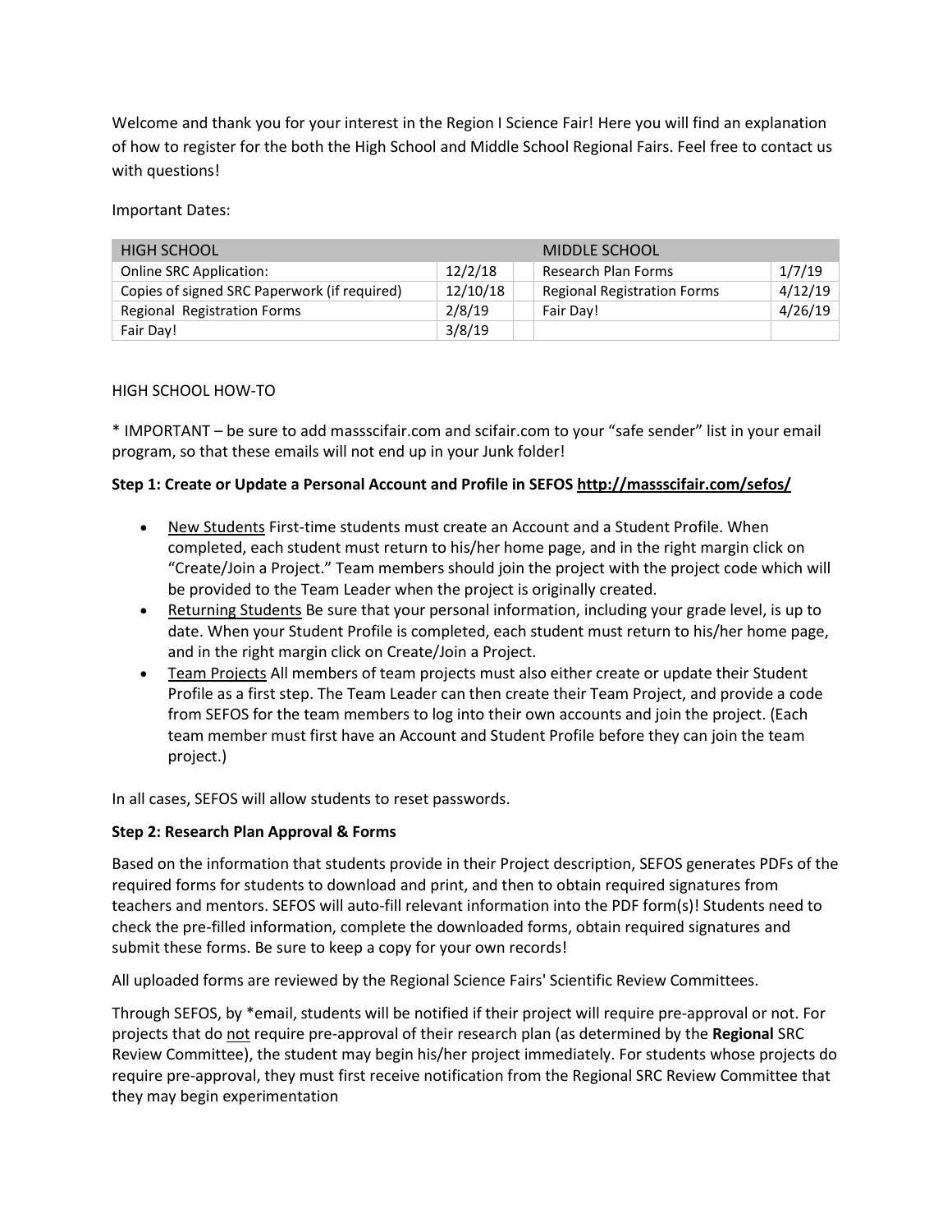Welcome and thank you for your interest in the Region I Science Fair! Here you will find an explanation of how to register for the both the High School and Middle School Regional Fairs. Feel free to contact us with questions!

Important Dates:

| HIGH SCHOOL | | | MIDDLE SCHOOL | |
|---|---|---|---|---|
| Online SRC Application: | 12/2/18 | | Research Plan Forms | 1/7/19 |
| Copies of signed SRC Paperwork (if required) | 12/10/18 | | Regional Registration Forms | 4/12/19 |
| Regional Registration Forms | 2/8/19 | | Fair Day! | 4/26/19 |
| Fair Day! | 3/8/19 | | | |

HIGH SCHOOL HOW-TO

* IMPORTANT – be sure to add massscifair.com and scifair.com to your "safe sender" list in your email program, so that these emails will not end up in your Junk folder!

**Step 1: Create or Update a Personal Account and Profile in SEFOS http://massscifair.com/sefos/**

- New Students First-time students must create an Account and a Student Profile. When completed, each student must return to his/her home page, and in the right margin click on "Create/Join a Project." Team members should join the project with the project code which will be provided to the Team Leader when the project is originally created.
- Returning Students Be sure that your personal information, including your grade level, is up to date. When your Student Profile is completed, each student must return to his/her home page, and in the right margin click on Create/Join a Project.
- Team Projects All members of team projects must also either create or update their Student Profile as a first step. The Team Leader can then create their Team Project, and provide a code from SEFOS for the team members to log into their own accounts and join the project. (Each team member must first have an Account and Student Profile before they can join the team project.)

In all cases, SEFOS will allow students to reset passwords.

**Step 2: Research Plan Approval & Forms**

Based on the information that students provide in their Project description, SEFOS generates PDFs of the required forms for students to download and print, and then to obtain required signatures from teachers and mentors. SEFOS will auto-fill relevant information into the PDF form(s)! Students need to check the pre-filled information, complete the downloaded forms, obtain required signatures and submit these forms. Be sure to keep a copy for your own records!

All uploaded forms are reviewed by the Regional Science Fairs' Scientific Review Committees.

Through SEFOS, by *email, students will be notified if their project will require pre-approval or not. For projects that do not require pre-approval of their research plan (as determined by the **Regional** SRC Review Committee), the student may begin his/her project immediately. For students whose projects do require pre-approval, they must first receive notification from the Regional SRC Review Committee that they may begin experimentation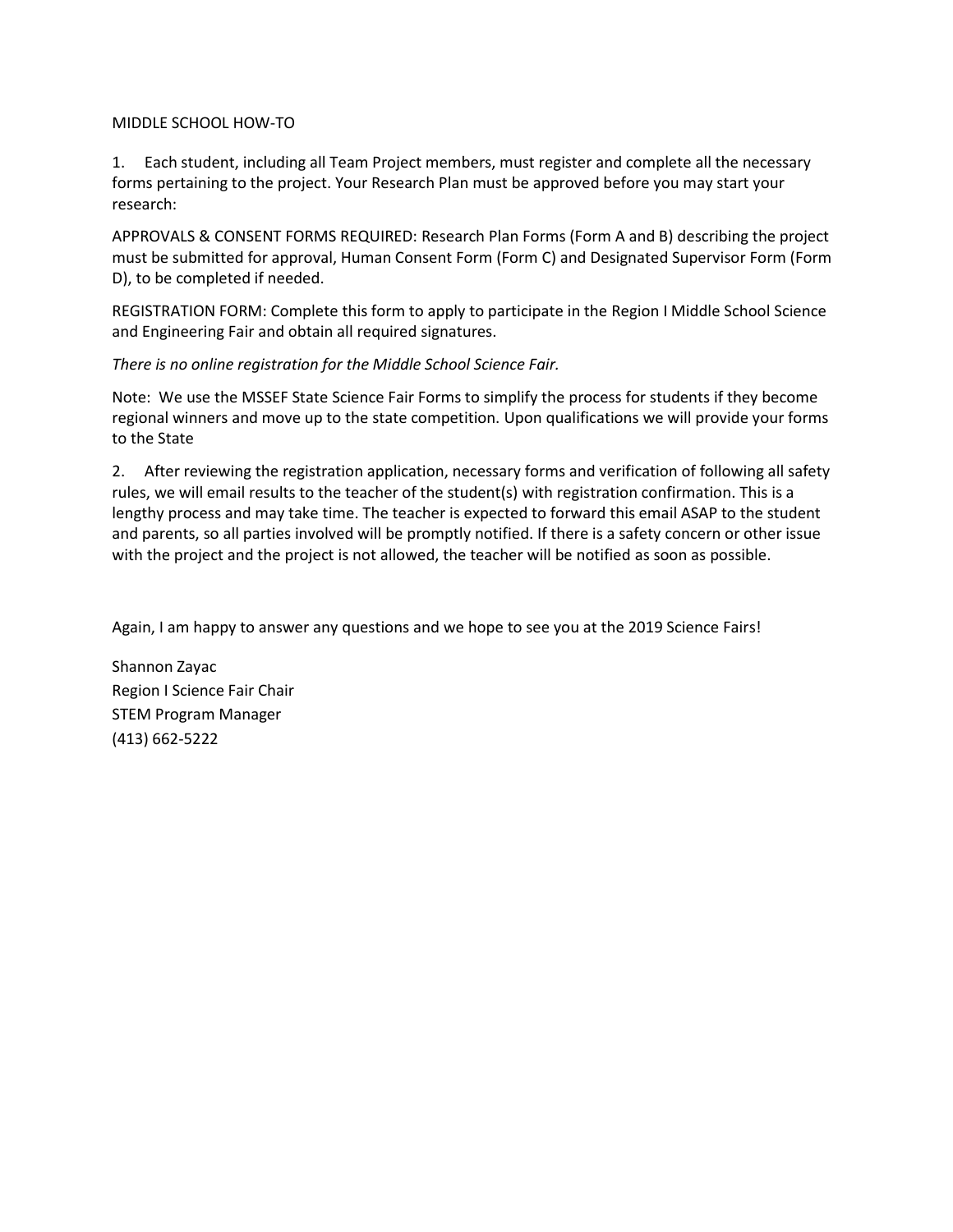MIDDLE SCHOOL HOW-TO

1. Each student, including all Team Project members, must register and complete all the necessary forms pertaining to the project. Your Research Plan must be approved before you may start your research:

APPROVALS & CONSENT FORMS REQUIRED: Research Plan Forms (Form A and B) describing the project must be submitted for approval, Human Consent Form (Form C) and Designated Supervisor Form (Form D), to be completed if needed.

REGISTRATION FORM: Complete this form to apply to participate in the Region I Middle School Science and Engineering Fair and obtain all required signatures.

*There is no online registration for the Middle School Science Fair.*

Note: We use the MSSEF State Science Fair Forms to simplify the process for students if they become regional winners and move up to the state competition. Upon qualifications we will provide your forms to the State

2. After reviewing the registration application, necessary forms and verification of following all safety rules, we will email results to the teacher of the student(s) with registration confirmation. This is a lengthy process and may take time. The teacher is expected to forward this email ASAP to the student and parents, so all parties involved will be promptly notified. If there is a safety concern or other issue with the project and the project is not allowed, the teacher will be notified as soon as possible.

Again, I am happy to answer any questions and we hope to see you at the 2019 Science Fairs!

Shannon Zayac
Region I Science Fair Chair
STEM Program Manager
(413) 662-5222